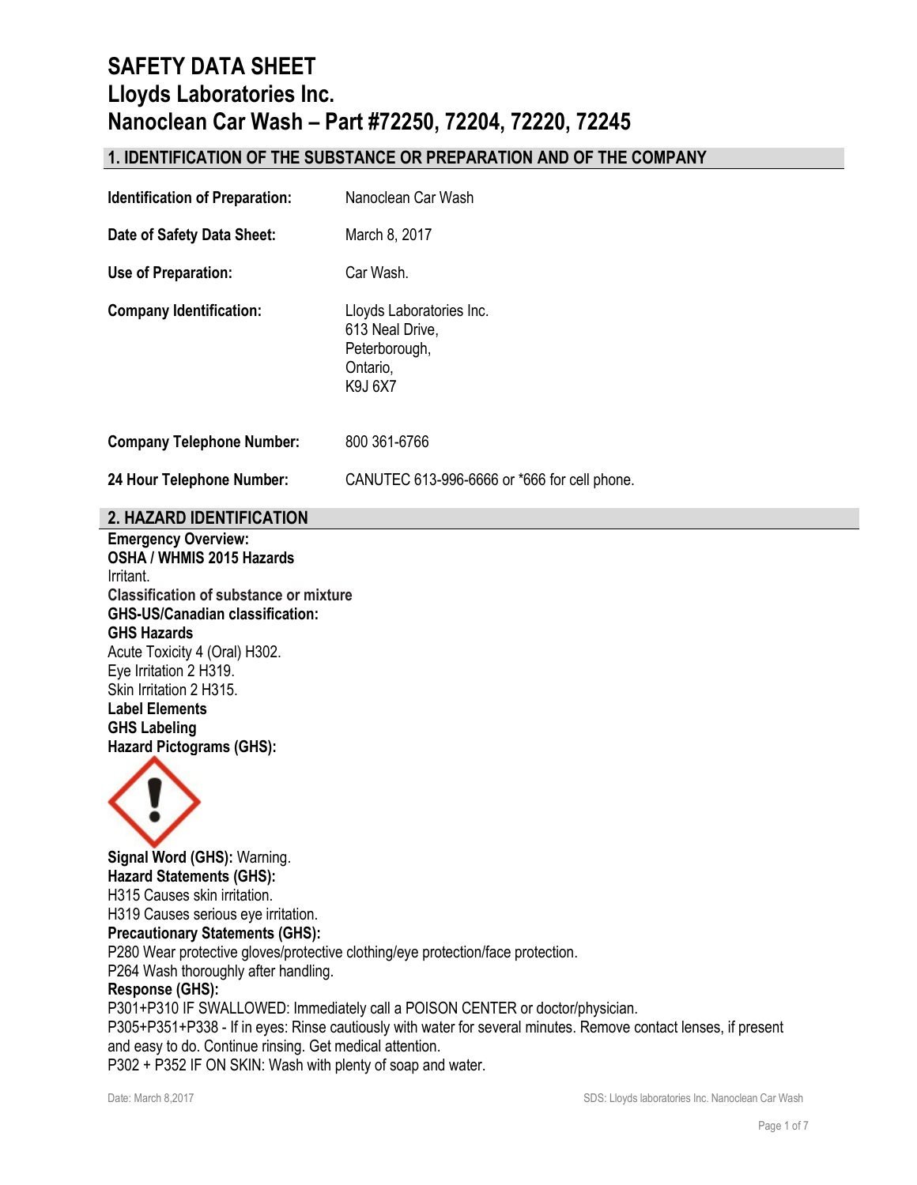# SAFETY DATA SHEET
# Lloyds Laboratories Inc.
# Nanoclean Car Wash – Part #72250, 72204, 72220, 72245

## 1. IDENTIFICATION OF THE SUBSTANCE OR PREPARATION AND OF THE COMPANY

| | |
|---|---|
| **Identification of Preparation:** | Nanoclean Car Wash |
| **Date of Safety Data Sheet:** | March 8, 2017 |
| **Use of Preparation:** | Car Wash. |
| **Company Identification:** | Lloyds Laboratories Inc.<br>613 Neal Drive,<br>Peterborough,<br>Ontario,<br>K9J 6X7 |
| **Company Telephone Number:** | 800 361-6766 |
| **24 Hour Telephone Number:** | CANUTEC 613-996-6666 or *666 for cell phone. |

## 2. HAZARD IDENTIFICATION

**Emergency Overview:**
**OSHA / WHMIS 2015 Hazards**
Irritant.
**Classification of substance or mixture**
**GHS-US/Canadian classification:**
**GHS Hazards**
Acute Toxicity 4 (Oral) H302.
Eye Irritation 2 H319.
Skin Irritation 2 H315.
**Label Elements**
**GHS Labeling**
**Hazard Pictograms (GHS):**

**Signal Word (GHS):** Warning.
**Hazard Statements (GHS):**
H315 Causes skin irritation.
H319 Causes serious eye irritation.
**Precautionary Statements (GHS):**
P280 Wear protective gloves/protective clothing/eye protection/face protection.
P264 Wash thoroughly after handling.
**Response (GHS):**
P301+P310 IF SWALLOWED: Immediately call a POISON CENTER or doctor/physician.
P305+P351+P338 - If in eyes: Rinse cautiously with water for several minutes. Remove contact lenses, if present and easy to do. Continue rinsing. Get medical attention.
P302 + P352 IF ON SKIN: Wash with plenty of soap and water.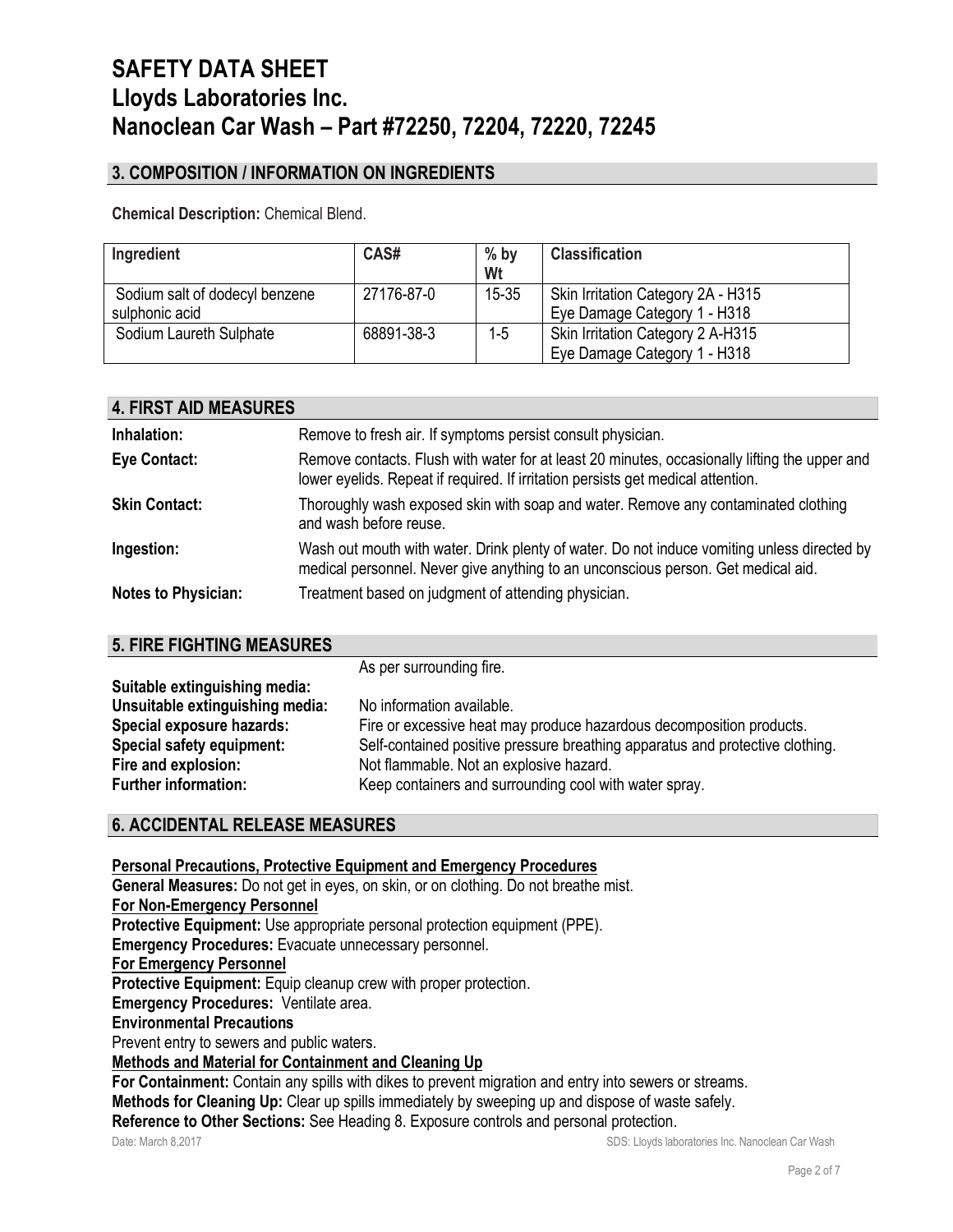# SAFETY DATA SHEET
# Lloyds Laboratories Inc.
# Nanoclean Car Wash – Part #72250, 72204, 72220, 72245

## 3. COMPOSITION / INFORMATION ON INGREDIENTS

**Chemical Description:** Chemical Blend.

| Ingredient | CAS# | % by Wt | Classification |
|---|---|---|---|
| Sodium salt of dodecyl benzene sulphonic acid | 27176-87-0 | 15-35 | Skin Irritation Category 2A - H315<br>Eye Damage Category 1 - H318 |
| Sodium Laureth Sulphate | 68891-38-3 | 1-5 | Skin Irritation Category 2 A-H315<br>Eye Damage Category 1 - H318 |

## 4. FIRST AID MEASURES

**Inhalation:** Remove to fresh air. If symptoms persist consult physician.

**Eye Contact:** Remove contacts. Flush with water for at least 20 minutes, occasionally lifting the upper and lower eyelids. Repeat if required. If irritation persists get medical attention.

**Skin Contact:** Thoroughly wash exposed skin with soap and water. Remove any contaminated clothing and wash before reuse.

**Ingestion:** Wash out mouth with water. Drink plenty of water. Do not induce vomiting unless directed by medical personnel. Never give anything to an unconscious person. Get medical aid.

**Notes to Physician:** Treatment based on judgment of attending physician.

## 5. FIRE FIGHTING MEASURES

**Suitable extinguishing media:** As per surrounding fire.

**Unsuitable extinguishing media:** No information available.

**Special exposure hazards:** Fire or excessive heat may produce hazardous decomposition products.

**Special safety equipment:** Self-contained positive pressure breathing apparatus and protective clothing.

**Fire and explosion:** Not flammable. Not an explosive hazard.

**Further information:** Keep containers and surrounding cool with water spray.

## 6. ACCIDENTAL RELEASE MEASURES

**Personal Precautions, Protective Equipment and Emergency Procedures**

**General Measures:** Do not get in eyes, on skin, or on clothing. Do not breathe mist.

**For Non-Emergency Personnel**

**Protective Equipment:** Use appropriate personal protection equipment (PPE).

**Emergency Procedures:** Evacuate unnecessary personnel.

**For Emergency Personnel**

**Protective Equipment:** Equip cleanup crew with proper protection.

**Emergency Procedures:** Ventilate area.

**Environmental Precautions**

Prevent entry to sewers and public waters.

**Methods and Material for Containment and Cleaning Up**

**For Containment:** Contain any spills with dikes to prevent migration and entry into sewers or streams.

**Methods for Cleaning Up:** Clear up spills immediately by sweeping up and dispose of waste safely.

**Reference to Other Sections:** See Heading 8. Exposure controls and personal protection.

Date: March 8,2017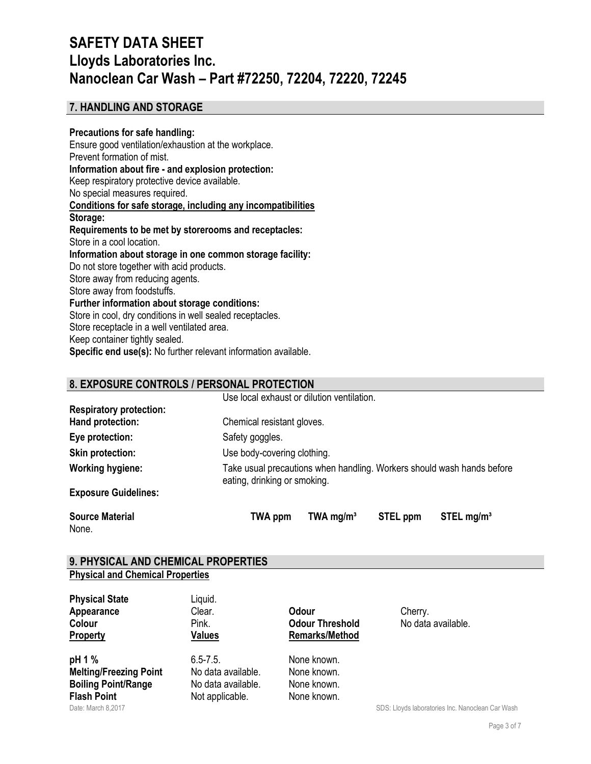# SAFETY DATA SHEET
# Lloyds Laboratories Inc.
# Nanoclean Car Wash – Part #72250, 72204, 72220, 72245

## 7. HANDLING AND STORAGE

**Precautions for safe handling:**
Ensure good ventilation/exhaustion at the workplace.
Prevent formation of mist.
**Information about fire - and explosion protection:**
Keep respiratory protective device available.
No special measures required.
**Conditions for safe storage, including any incompatibilities**
**Storage:**
**Requirements to be met by storerooms and receptacles:**
Store in a cool location.
**Information about storage in one common storage facility:**
Do not store together with acid products.
Store away from reducing agents.
Store away from foodstuffs.
**Further information about storage conditions:**
Store in cool, dry conditions in well sealed receptacles.
Store receptacle in a well ventilated area.
Keep container tightly sealed.
**Specific end use(s):** No further relevant information available.

## 8. EXPOSURE CONTROLS / PERSONAL PROTECTION

Use local exhaust or dilution ventilation.

**Respiratory protection:**
**Hand protection:** Chemical resistant gloves.
**Eye protection:** Safety goggles.
**Skin protection:** Use body-covering clothing.
**Working hygiene:** Take usual precautions when handling. Workers should wash hands before eating, drinking or smoking.

**Exposure Guidelines:**

| Source Material | TWA ppm | TWA mg/m³ | STEL ppm | STEL mg/m³ |
|---|---|---|---|---|
| None. | | | | |

## 9. PHYSICAL AND CHEMICAL PROPERTIES

**Physical and Chemical Properties**

| | | | |
|---|---|---|---|
| **Physical State** | Liquid. | | |
| **Appearance** | Clear. | **Odour** | Cherry. |
| **Colour** | Pink. | **Odour Threshold** | No data available. |
| **Property** | **Values** | **Remarks/Method** | |
| **pH 1 %** | 6.5-7.5. | None known. | |
| **Melting/Freezing Point** | No data available. | None known. | |
| **Boiling Point/Range** | No data available. | None known. | |
| **Flash Point** | Not applicable. | None known. | |

Date: March 8,2017 SDS: Lloyds laboratories Inc. Nanoclean Car Wash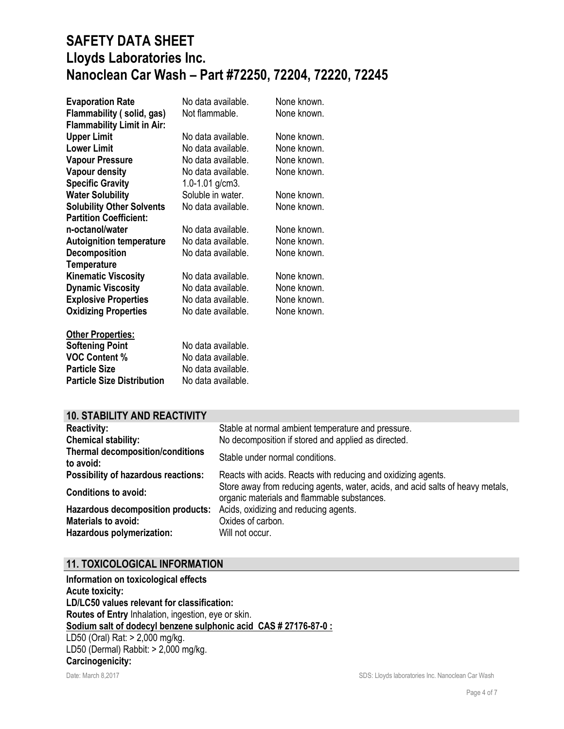# SAFETY DATA SHEET
# Lloyds Laboratories Inc.
# Nanoclean Car Wash – Part #72250, 72204, 72220, 72245

| | | |
|---|---|---|
| **Evaporation Rate** | No data available. | None known. |
| **Flammability ( solid, gas)** | Not flammable. | None known. |
| **Flammability Limit in Air:** | | |
| **Upper Limit** | No data available. | None known. |
| **Lower Limit** | No data available. | None known. |
| **Vapour Pressure** | No data available. | None known. |
| **Vapour density** | No data available. | None known. |
| **Specific Gravity** | 1.0-1.01 g/cm3. | |
| **Water Solubility** | Soluble in water. | None known. |
| **Solubility Other Solvents** | No data available. | None known. |
| **Partition Coefficient: n-octanol/water** | No data available. | None known. |
| **Autoignition temperature** | No data available. | None known. |
| **Decomposition Temperature** | No data available. | None known. |
| **Kinematic Viscosity** | No data available. | None known. |
| **Dynamic Viscosity** | No data available. | None known. |
| **Explosive Properties** | No data available. | None known. |
| **Oxidizing Properties** | No date available. | None known. |

**Other Properties:**

| | |
|---|---|
| **Softening Point** | No data available. |
| **VOC Content %** | No data available. |
| **Particle Size** | No data available. |
| **Particle Size Distribution** | No data available. |

## 10. STABILITY AND REACTIVITY

| | |
|---|---|
| **Reactivity:** | Stable at normal ambient temperature and pressure. |
| **Chemical stability:** | No decomposition if stored and applied as directed. |
| **Thermal decomposition/conditions to avoid:** | Stable under normal conditions. |
| **Possibility of hazardous reactions:** | Reacts with acids. Reacts with reducing and oxidizing agents. |
| **Conditions to avoid:** | Store away from reducing agents, water, acids, and acid salts of heavy metals, organic materials and flammable substances. |
| **Hazardous decomposition products:** | Acids, oxidizing and reducing agents. |
| **Materials to avoid:** | Oxides of carbon. |
| **Hazardous polymerization:** | Will not occur. |

## 11. TOXICOLOGICAL INFORMATION

**Information on toxicological effects**
**Acute toxicity:**
**LD/LC50 values relevant for classification:**
**Routes of Entry** Inhalation, ingestion, eye or skin.
**Sodium salt of dodecyl benzene sulphonic acid CAS # 27176-87-0 :**
LD50 (Oral) Rat: > 2,000 mg/kg.
LD50 (Dermal) Rabbit: > 2,000 mg/kg.
**Carcinogenicity:**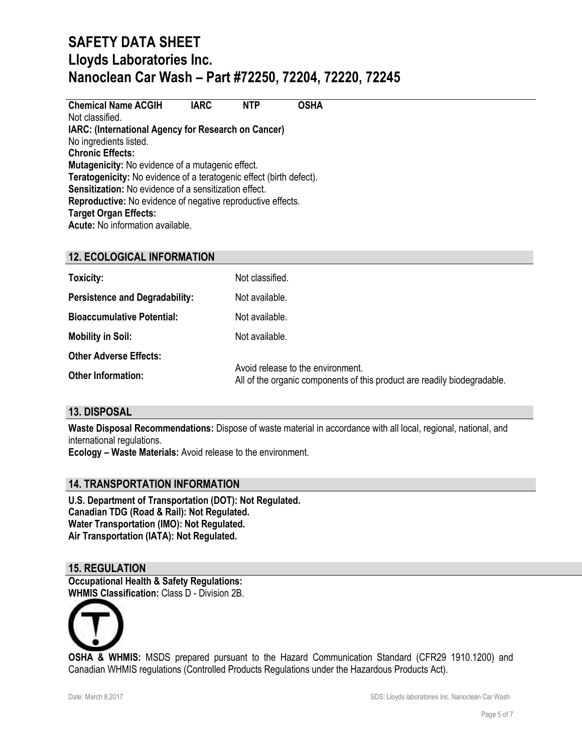# SAFETY DATA SHEET
# Lloyds Laboratories Inc.
# Nanoclean Car Wash – Part #72250, 72204, 72220, 72245

**Chemical Name ACGIH IARC NTP OSHA**
Not classified.
**IARC: (International Agency for Research on Cancer)**
No ingredients listed.
**Chronic Effects:**
**Mutagenicity:** No evidence of a mutagenic effect.
**Teratogenicity:** No evidence of a teratogenic effect (birth defect).
**Sensitization:** No evidence of a sensitization effect.
**Reproductive:** No evidence of negative reproductive effects.
**Target Organ Effects:**
**Acute:** No information available.

## 12. ECOLOGICAL INFORMATION

| | |
|---|---|
| **Toxicity:** | Not classified. |
| **Persistence and Degradability:** | Not available. |
| **Bioaccumulative Potential:** | Not available. |
| **Mobility in Soil:** | Not available. |
| **Other Adverse Effects:** | |
| **Other Information:** | Avoid release to the environment. All of the organic components of this product are readily biodegradable. |

## 13. DISPOSAL

**Waste Disposal Recommendations:** Dispose of waste material in accordance with all local, regional, national, and international regulations.
**Ecology – Waste Materials:** Avoid release to the environment.

## 14. TRANSPORTATION INFORMATION

**U.S. Department of Transportation (DOT): Not Regulated.**
**Canadian TDG (Road & Rail): Not Regulated.**
**Water Transportation (IMO): Not Regulated.**
**Air Transportation (IATA): Not Regulated.**

## 15. REGULATION

**Occupational Health & Safety Regulations:**
**WHMIS Classification:** Class D - Division 2B.

**OSHA & WHMIS:** MSDS prepared pursuant to the Hazard Communication Standard (CFR29 1910.1200) and Canadian WHMIS regulations (Controlled Products Regulations under the Hazardous Products Act).

Date: March 8,2017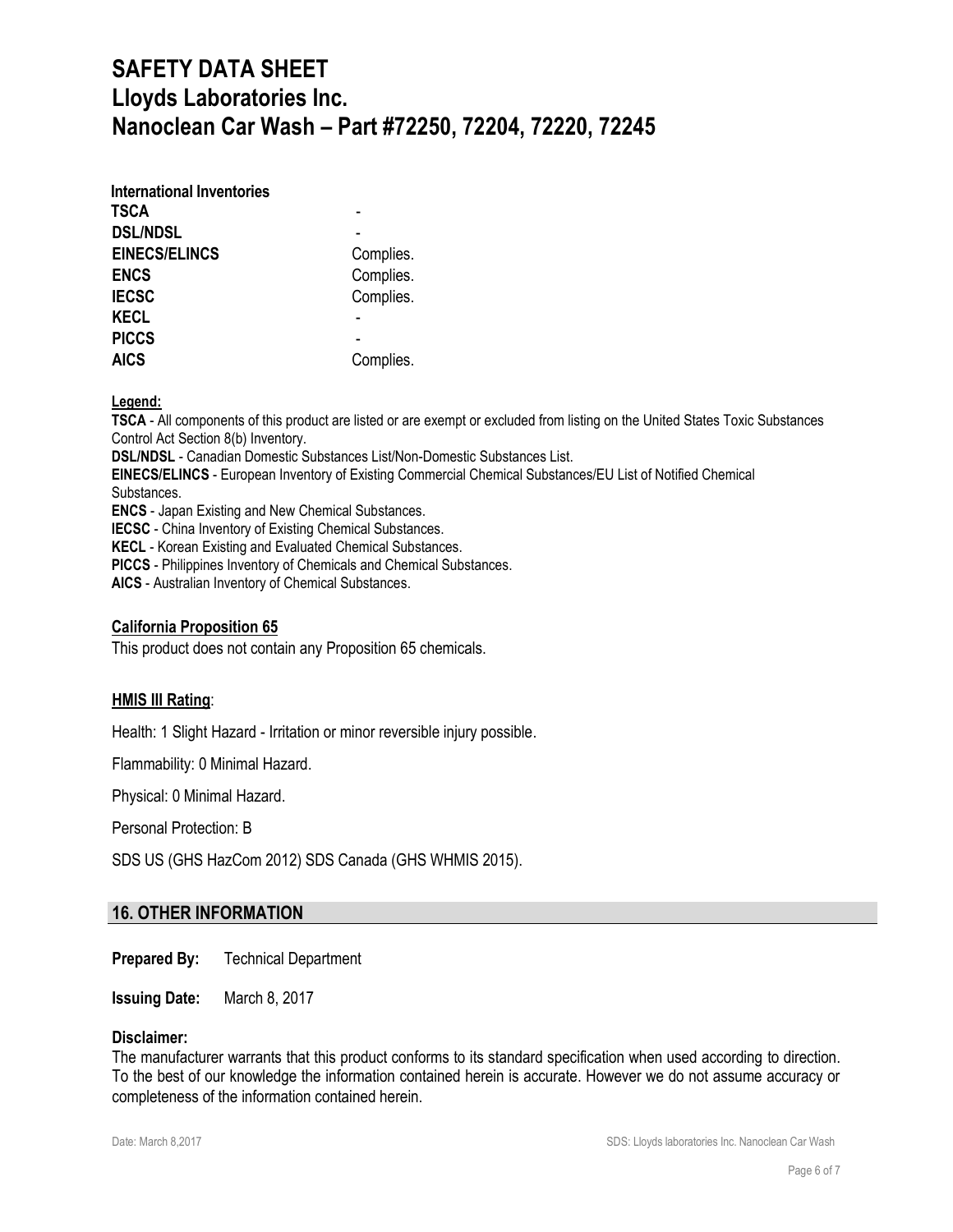# SAFETY DATA SHEET
# Lloyds Laboratories Inc.
# Nanoclean Car Wash – Part #72250, 72204, 72220, 72245

**International Inventories**

| | |
|---|---|
| **TSCA** | - |
| **DSL/NDSL** | - |
| **EINECS/ELINCS** | Complies. |
| **ENCS** | Complies. |
| **IECSC** | Complies. |
| **KECL** | - |
| **PICCS** | - |
| **AICS** | Complies. |

**Legend:**

**TSCA** - All components of this product are listed or are exempt or excluded from listing on the United States Toxic Substances Control Act Section 8(b) Inventory.
**DSL/NDSL** - Canadian Domestic Substances List/Non-Domestic Substances List.
**EINECS/ELINCS** - European Inventory of Existing Commercial Chemical Substances/EU List of Notified Chemical Substances.
**ENCS** - Japan Existing and New Chemical Substances.
**IECSC** - China Inventory of Existing Chemical Substances.
**KECL** - Korean Existing and Evaluated Chemical Substances.
**PICCS** - Philippines Inventory of Chemicals and Chemical Substances.
**AICS** - Australian Inventory of Chemical Substances.

**California Proposition 65**

This product does not contain any Proposition 65 chemicals.

**HMIS III Rating**:

Health: 1 Slight Hazard - Irritation or minor reversible injury possible.

Flammability: 0 Minimal Hazard.

Physical: 0 Minimal Hazard.

Personal Protection: B

SDS US (GHS HazCom 2012) SDS Canada (GHS WHMIS 2015).

## 16. OTHER INFORMATION

**Prepared By:** Technical Department

**Issuing Date:** March 8, 2017

**Disclaimer:**

The manufacturer warrants that this product conforms to its standard specification when used according to direction. To the best of our knowledge the information contained herein is accurate. However we do not assume accuracy or completeness of the information contained herein.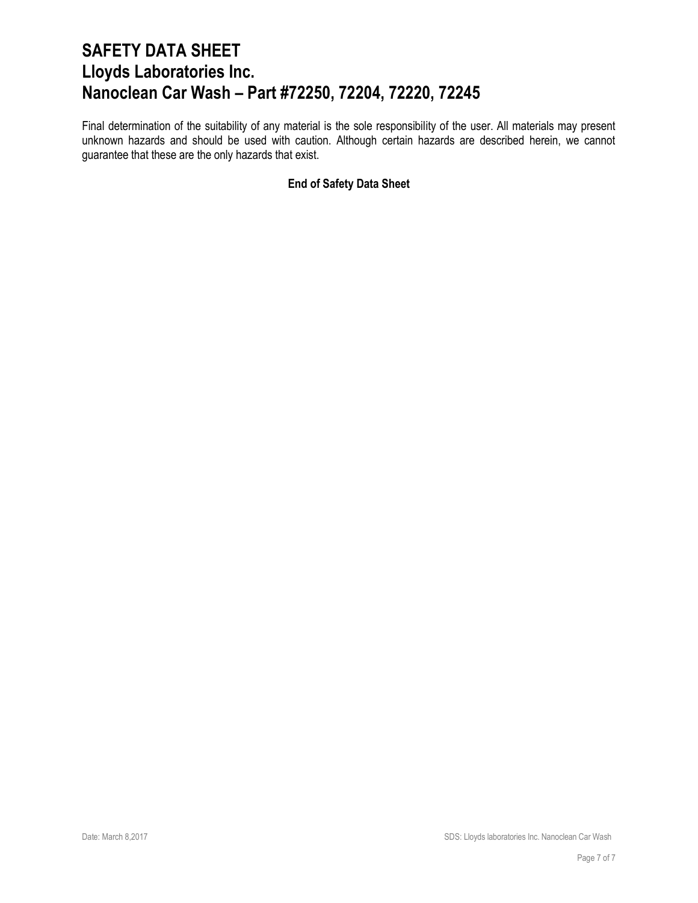Final determination of the suitability of any material is the sole responsibility of the user. All materials may present unknown hazards and should be used with caution. Although certain hazards are described herein, we cannot guarantee that these are the only hazards that exist.

**End of Safety Data Sheet**